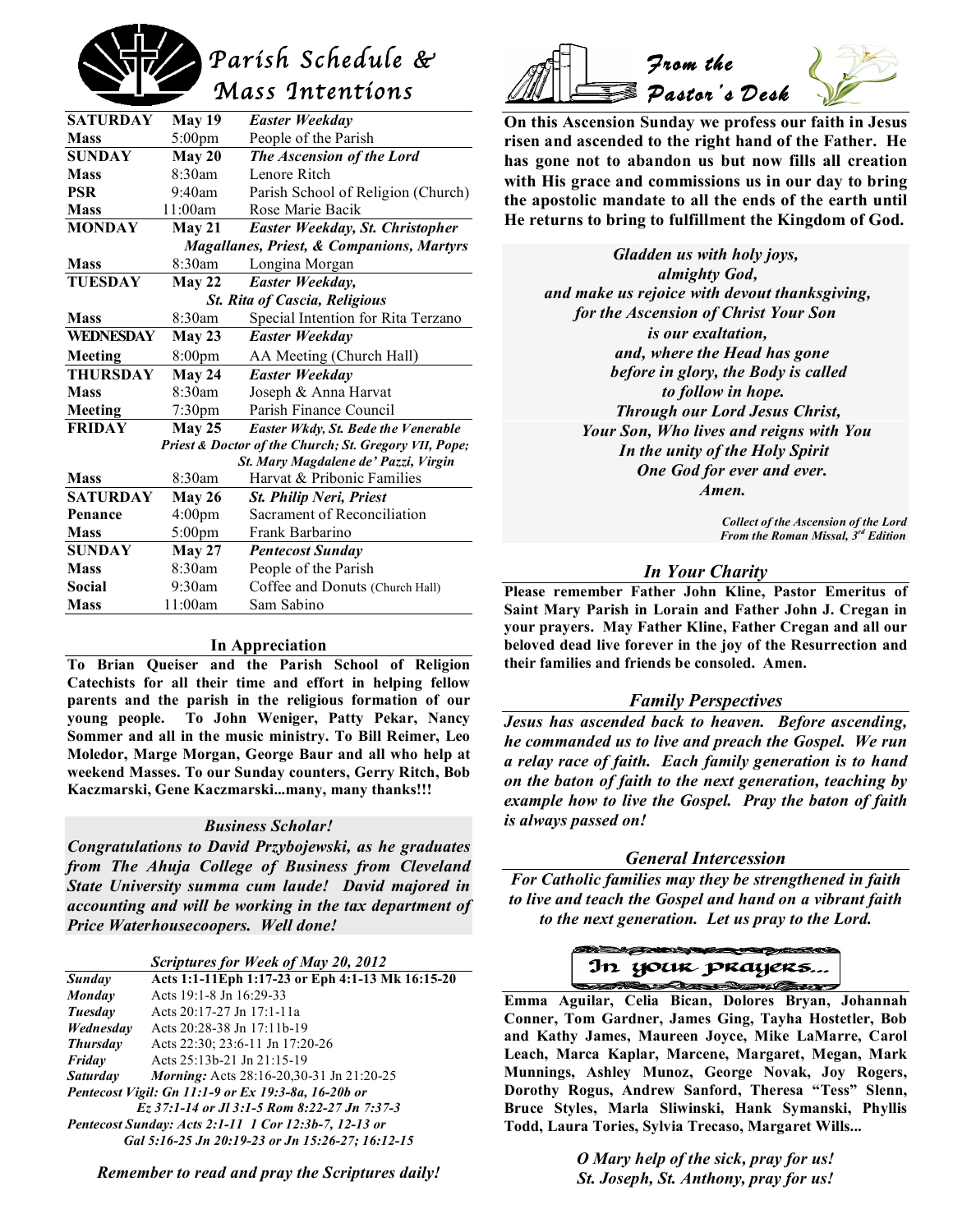# Parish Schedule & Mass Intentions

| | | |
|---|---|---|
| **SATURDAY** | **May 19** | ***Easter Weekday*** |
| **Mass** | 5:00pm | People of the Parish |
| **SUNDAY** | **May 20** | ***The Ascension of the Lord*** |
| **Mass** | 8:30am | Lenore Ritch |
| **PSR** | 9:40am | Parish School of Religion (Church) |
| **Mass** | 11:00am | Rose Marie Bacik |
| **MONDAY** | **May 21** | ***Easter Weekday, St. Christopher Magallanes, Priest, & Companions, Martyrs*** |
| **Mass** | 8:30am | Longina Morgan |
| **TUESDAY** | **May 22** | ***Easter Weekday, St. Rita of Cascia, Religious*** |
| **Mass** | 8:30am | Special Intention for Rita Terzano |
| **WEDNESDAY** | **May 23** | ***Easter Weekday*** |
| **Meeting** | 8:00pm | AA Meeting (Church Hall) |
| **THURSDAY** | **May 24** | ***Easter Weekday*** |
| **Mass** | 8:30am | Joseph & Anna Harvat |
| **Meeting** | 7:30pm | Parish Finance Council |
| **FRIDAY** | **May 25** | ***Easter Wkdy, St. Bede the Venerable Priest & Doctor of the Church; St. Gregory VII, Pope; St. Mary Magdalene de' Pazzi, Virgin*** |
| **Mass** | 8:30am | Harvat & Pribonic Families |
| **SATURDAY** | **May 26** | ***St. Philip Neri, Priest*** |
| **Penance** | 4:00pm | Sacrament of Reconciliation |
| **Mass** | 5:00pm | Frank Barbarino |
| **SUNDAY** | **May 27** | ***Pentecost Sunday*** |
| **Mass** | 8:30am | People of the Parish |
| **Social** | 9:30am | Coffee and Donuts (Church Hall) |
| **Mass** | 11:00am | Sam Sabino |

## In Appreciation

**To Brian Queiser and the Parish School of Religion Catechists for all their time and effort in helping fellow parents and the parish in the religious formation of our young people. To John Weniger, Patty Pekar, Nancy Sommer and all in the music ministry. To Bill Reimer, Leo Moledor, Marge Morgan, George Baur and all who help at weekend Masses. To our Sunday counters, Gerry Ritch, Bob Kaczmarski, Gene Kaczmarski...many, many thanks!!!**

## *Business Scholar!*

***Congratulations to David Przybojewski, as he graduates from The Ahuja College of Business from Cleveland State University summa cum laude! David majored in accounting and will be working in the tax department of Price Waterhousecoopers. Well done!***

### *Scriptures for Week of May 20, 2012*

| | |
|---|---|
| ***Sunday*** | **Acts 1:1-11Eph 1:17-23 or Eph 4:1-13 Mk 16:15-20** |
| ***Monday*** | Acts 19:1-8 Jn 16:29-33 |
| ***Tuesday*** | Acts 20:17-27 Jn 17:1-11a |
| ***Wednesday*** | Acts 20:28-38 Jn 17:11b-19 |
| ***Thursday*** | Acts 22:30; 23:6-11 Jn 17:20-26 |
| ***Friday*** | Acts 25:13b-21 Jn 21:15-19 |
| ***Saturday*** | *Morning:* Acts 28:16-20,30-31 Jn 21:20-25 |

***Pentecost Vigil: Gn 11:1-9 or Ex 19:3-8a, 16-20b or Ez 37:1-14 or Jl 3:1-5 Rom 8:22-27 Jn 7:37-3***

***Pentecost Sunday: Acts 2:1-11 1 Cor 12:3b-7, 12-13 or Gal 5:16-25 Jn 20:19-23 or Jn 15:26-27; 16:12-15***

***Remember to read and pray the Scriptures daily!***

# *From the Pastor's Desk*

**On this Ascension Sunday we profess our faith in Jesus risen and ascended to the right hand of the Father. He has gone not to abandon us but now fills all creation with His grace and commissions us in our day to bring the apostolic mandate to all the ends of the earth until He returns to bring to fulfillment the Kingdom of God.**

***Gladden us with holy joys,***
***almighty God,***
***and make us rejoice with devout thanksgiving,***
***for the Ascension of Christ Your Son***
***is our exaltation,***
***and, where the Head has gone***
***before in glory, the Body is called***
***to follow in hope.***
***Through our Lord Jesus Christ,***
***Your Son, Who lives and reigns with You***
***In the unity of the Holy Spirit***
***One God for ever and ever.***
***Amen.***

***Collect of the Ascension of the Lord***
***From the Roman Missal, 3rd Edition***

## *In Your Charity*

**Please remember Father John Kline, Pastor Emeritus of Saint Mary Parish in Lorain and Father John J. Cregan in your prayers. May Father Kline, Father Cregan and all our beloved dead live forever in the joy of the Resurrection and their families and friends be consoled. Amen.**

## *Family Perspectives*

***Jesus has ascended back to heaven. Before ascending, he commanded us to live and preach the Gospel. We run a relay race of faith. Each family generation is to hand on the baton of faith to the next generation, teaching by example how to live the Gospel. Pray the baton of faith is always passed on!***

## *General Intercession*

***For Catholic families may they be strengthened in faith to live and teach the Gospel and hand on a vibrant faith to the next generation. Let us pray to the Lord.***

## In your prayers...

**Emma Aguilar, Celia Bican, Dolores Bryan, Johannah Conner, Tom Gardner, James Ging, Tayha Hostetler, Bob and Kathy James, Maureen Joyce, Mike LaMarre, Carol Leach, Marca Kaplar, Marcene, Margaret, Megan, Mark Munnings, Ashley Munoz, George Novak, Joy Rogers, Dorothy Rogus, Andrew Sanford, Theresa "Tess" Slenn, Bruce Styles, Marla Sliwinski, Hank Symanski, Phyllis Todd, Laura Tories, Sylvia Trecaso, Margaret Wills...**

***O Mary help of the sick, pray for us!***
***St. Joseph, St. Anthony, pray for us!***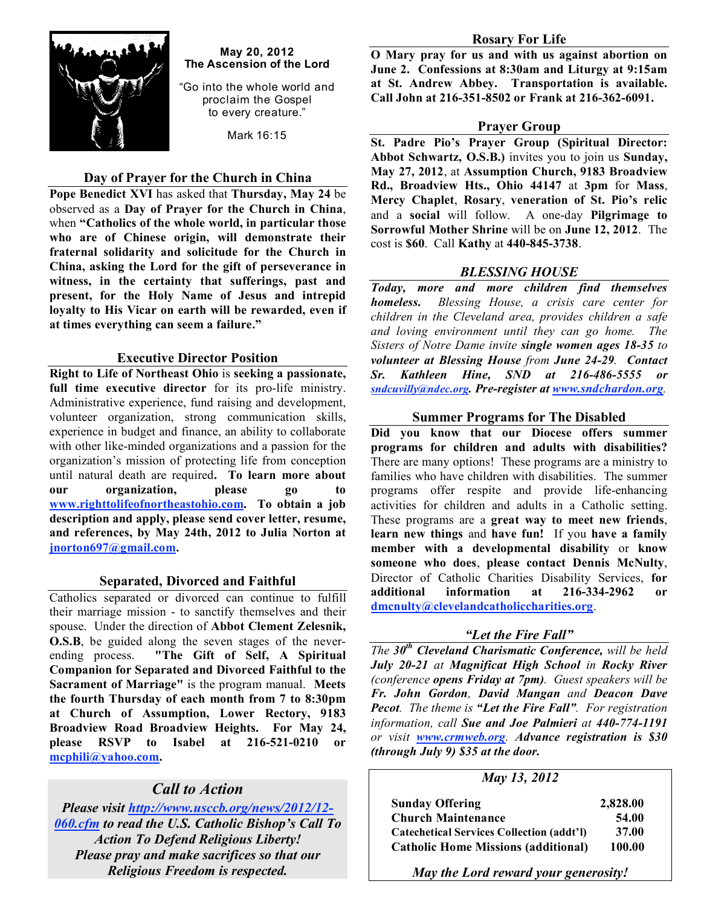**May 20, 2012**
**The Ascension of the Lord**

"Go into the whole world and proclaim the Gospel to every creature."

Mark 16:15

## Day of Prayer for the Church in China

**Pope Benedict XVI** has asked that **Thursday, May 24** be observed as a **Day of Prayer for the Church in China**, when **"Catholics of the whole world, in particular those who are of Chinese origin, will demonstrate their fraternal solidarity and solicitude for the Church in China, asking the Lord for the gift of perseverance in witness, in the certainty that sufferings, past and present, for the Holy Name of Jesus and intrepid loyalty to His Vicar on earth will be rewarded, even if at times everything can seem a failure."**

## Executive Director Position

**Right to Life of Northeast Ohio** is **seeking a passionate, full time executive director** for its pro-life ministry. Administrative experience, fund raising and development, volunteer organization, strong communication skills, experience in budget and finance, an ability to collaborate with other like-minded organizations and a passion for the organization's mission of protecting life from conception until natural death are required**. To learn more about our organization, please go to www.righttolifeofnortheastohio.com. To obtain a job description and apply, please send cover letter, resume, and references, by May 24th, 2012 to Julia Norton at jnorton697@gmail.com.**

## Separated, Divorced and Faithful

Catholics separated or divorced can continue to fulfill their marriage mission - to sanctify themselves and their spouse. Under the direction of **Abbot Clement Zelesnik, O.S.B**, be guided along the seven stages of the never-ending process. **"The Gift of Self, A Spiritual Companion for Separated and Divorced Faithful to the Sacrament of Marriage"** is the program manual. **Meets the fourth Thursday of each month from 7 to 8:30pm at Church of Assumption, Lower Rectory, 9183 Broadview Road Broadview Heights. For May 24, please RSVP to Isabel at 216-521-0210 or mcphili@yahoo.com.**

## *Call to Action*

***Please visit http://www.usccb.org/news/2012/12-060.cfm to read the U.S. Catholic Bishop's Call To Action To Defend Religious Liberty! Please pray and make sacrifices so that our Religious Freedom is respected.***

## Rosary For Life

**O Mary pray for us and with us against abortion on June 2. Confessions at 8:30am and Liturgy at 9:15am at St. Andrew Abbey. Transportation is available. Call John at 216-351-8502 or Frank at 216-362-6091.**

## Prayer Group

**St. Padre Pio's Prayer Group (Spiritual Director: Abbot Schwartz, O.S.B.)** invites you to join us **Sunday, May 27, 2012**, at **Assumption Church, 9183 Broadview Rd., Broadview Hts., Ohio 44147** at **3pm** for **Mass**, **Mercy Chaplet**, **Rosary**, **veneration of St. Pio's relic** and a **social** will follow. A one-day **Pilgrimage to Sorrowful Mother Shrine** will be on **June 12, 2012**. The cost is **$60**. Call **Kathy** at **440-845-3738**.

## *BLESSING HOUSE*

***Today, more and more children find themselves homeless.*** *Blessing House, a crisis care center for children in the Cleveland area, provides children a safe and loving environment until they can go home. The Sisters of Notre Dame invite **single women ages 18-35** to **volunteer at Blessing House** from **June 24-29**. **Contact Sr. Kathleen Hine, SND at 216-486-5555 or sndcuvilly@ndec.org. Pre-register at www.sndchardon.org**.*

## Summer Programs for The Disabled

**Did you know that our Diocese offers summer programs for children and adults with disabilities?** There are many options! These programs are a ministry to families who have children with disabilities. The summer programs offer respite and provide life-enhancing activities for children and adults in a Catholic setting. These programs are a **great way to meet new friends**, **learn new things** and **have fun!** If you **have a family member with a developmental disability** or **know someone who does**, **please contact Dennis McNulty**, Director of Catholic Charities Disability Services, **for additional information at 216-334-2962 or dmcnulty@clevelandcatholiccharities.org**.

## *"Let the Fire Fall"*

*The **30th Cleveland Charismatic Conference,** will be held **July 20-21** at **Magnificat High School** in **Rocky River** (conference **opens Friday at 7pm)**. Guest speakers will be **Fr. John Gordon**, **David Mangan** and **Deacon Dave Pecot**. The theme is **"Let the Fire Fall"**. For registration information, call **Sue and Joe Palmieri** at **440-774-1191** or visit **www.crmweb.org**. **Advance registration is $30 (through July 9) $35 at the door.***

## *May 13, 2012*

| | |
|---|---|
| **Sunday Offering** | **2,828.00** |
| **Church Maintenance** | **54.00** |
| **Catechetical Services Collection (addt'l)** | **37.00** |
| **Catholic Home Missions (additional)** | **100.00** |

***May the Lord reward your generosity!***